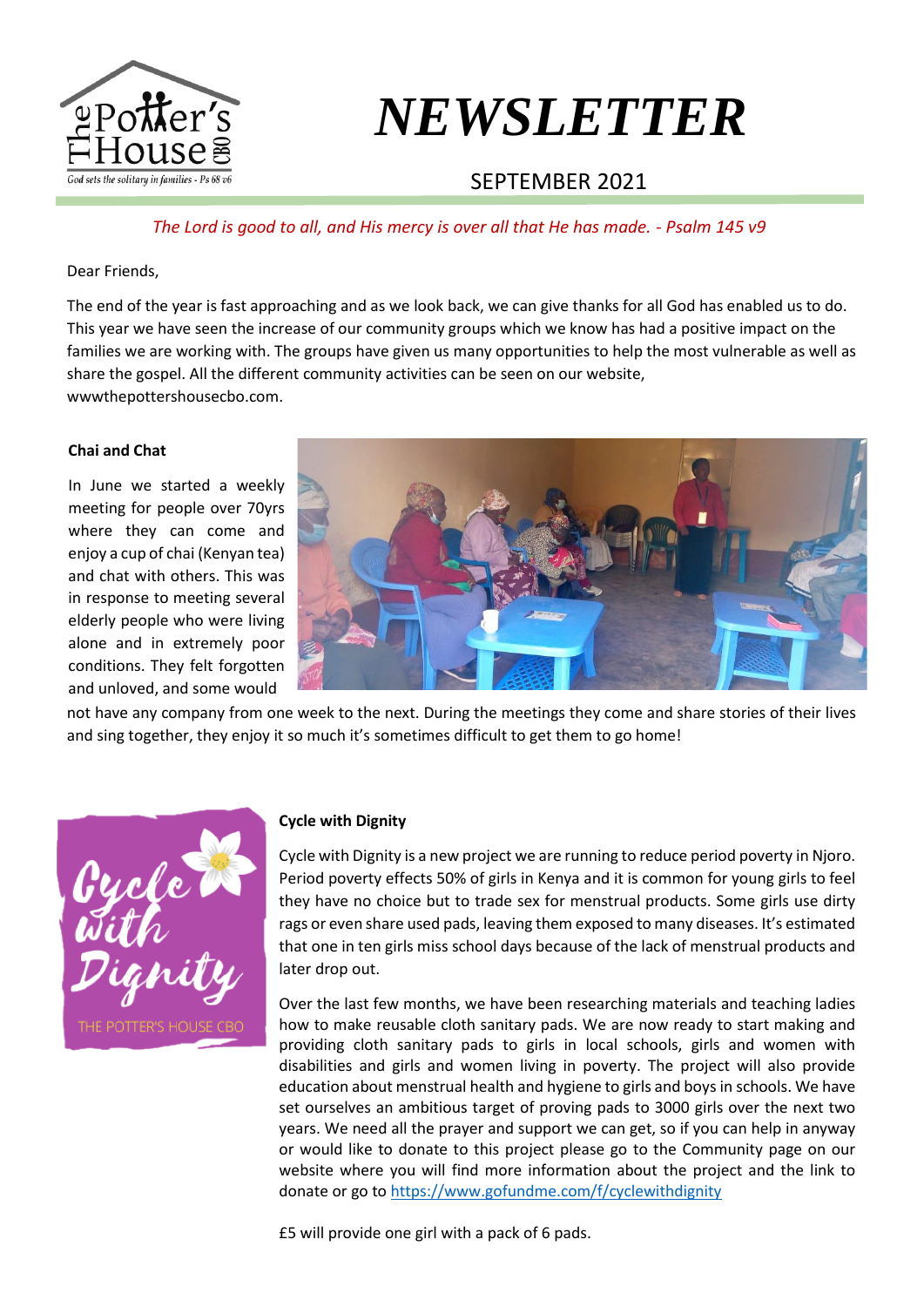# NEWSLETTER

SEPTEMBER 2021

*The Lord is good to all, and His mercy is over all that He has made. - Psalm 145 v9*

Dear Friends,

The end of the year is fast approaching and as we look back, we can give thanks for all God has enabled us to do. This year we have seen the increase of our community groups which we know has had a positive impact on the families we are working with. The groups have given us many opportunities to help the most vulnerable as well as share the gospel. All the different community activities can be seen on our website, wwwthepottershousecbo.com.

**Chai and Chat**

In June we started a weekly meeting for people over 70yrs where they can come and enjoy a cup of chai (Kenyan tea) and chat with others. This was in response to meeting several elderly people who were living alone and in extremely poor conditions. They felt forgotten and unloved, and some would not have any company from one week to the next. During the meetings they come and share stories of their lives and sing together, they enjoy it so much it's sometimes difficult to get them to go home!

**Cycle with Dignity**

Cycle with Dignity is a new project we are running to reduce period poverty in Njoro. Period poverty effects 50% of girls in Kenya and it is common for young girls to feel they have no choice but to trade sex for menstrual products. Some girls use dirty rags or even share used pads, leaving them exposed to many diseases. It's estimated that one in ten girls miss school days because of the lack of menstrual products and later drop out.

Over the last few months, we have been researching materials and teaching ladies how to make reusable cloth sanitary pads. We are now ready to start making and providing cloth sanitary pads to girls in local schools, girls and women with disabilities and girls and women living in poverty. The project will also provide education about menstrual health and hygiene to girls and boys in schools. We have set ourselves an ambitious target of proving pads to 3000 girls over the next two years. We need all the prayer and support we can get, so if you can help in anyway or would like to donate to this project please go to the Community page on our website where you will find more information about the project and the link to donate or go to https://www.gofundme.com/f/cyclewithdignity

£5 will provide one girl with a pack of 6 pads.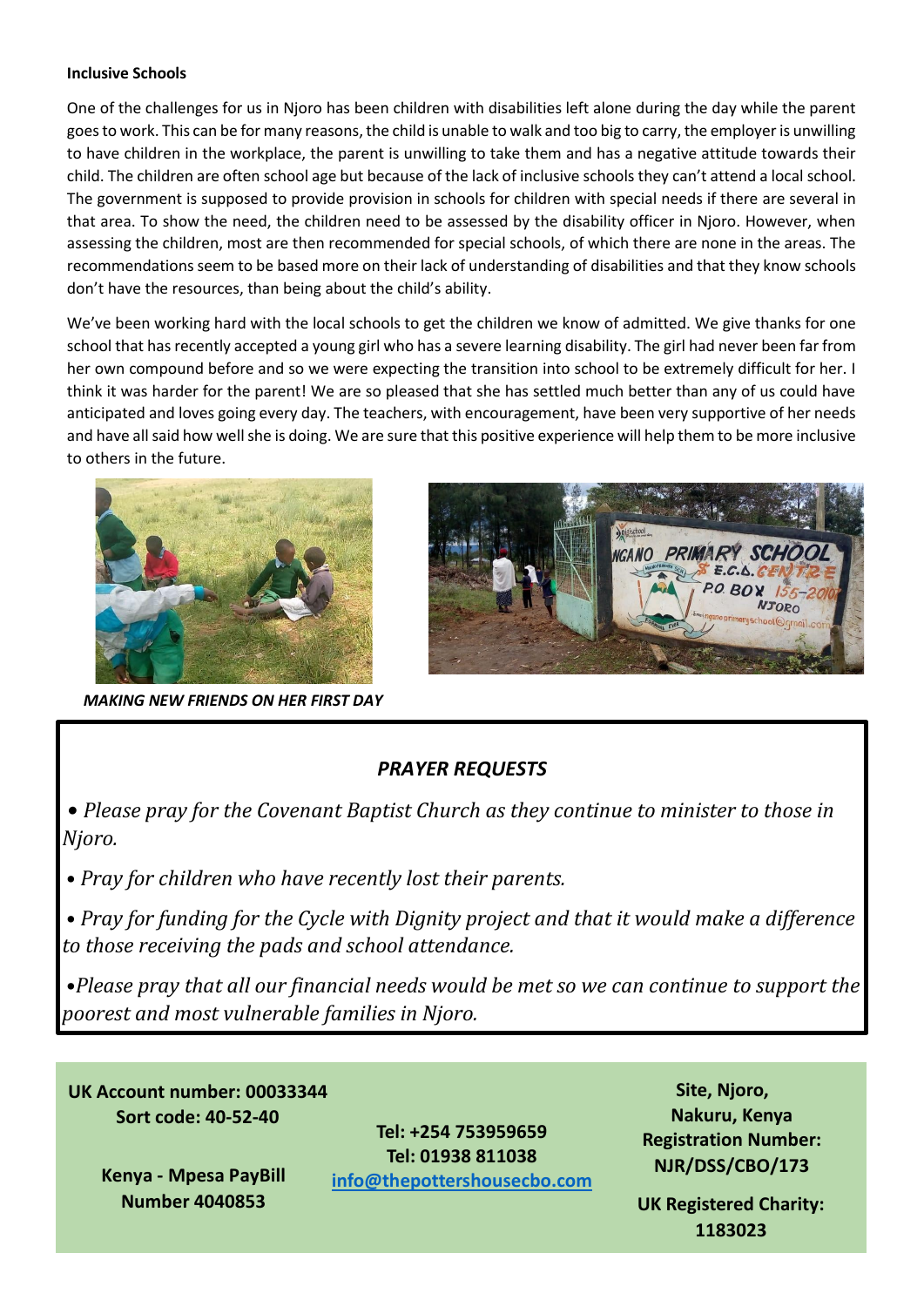**Inclusive Schools**

One of the challenges for us in Njoro has been children with disabilities left alone during the day while the parent goes to work. This can be for many reasons, the child is unable to walk and too big to carry, the employer is unwilling to have children in the workplace, the parent is unwilling to take them and has a negative attitude towards their child. The children are often school age but because of the lack of inclusive schools they can't attend a local school. The government is supposed to provide provision in schools for children with special needs if there are several in that area. To show the need, the children need to be assessed by the disability officer in Njoro. However, when assessing the children, most are then recommended for special schools, of which there are none in the areas. The recommendations seem to be based more on their lack of understanding of disabilities and that they know schools don't have the resources, than being about the child's ability.

We've been working hard with the local schools to get the children we know of admitted. We give thanks for one school that has recently accepted a young girl who has a severe learning disability. The girl had never been far from her own compound before and so we were expecting the transition into school to be extremely difficult for her. I think it was harder for the parent! We are so pleased that she has settled much better than any of us could have anticipated and loves going every day. The teachers, with encouragement, have been very supportive of her needs and have all said how well she is doing. We are sure that this positive experience will help them to be more inclusive to others in the future.

*MAKING NEW FRIENDS ON HER FIRST DAY*

## *PRAYER REQUESTS*

- *Please pray for the Covenant Baptist Church as they continue to minister to those in Njoro.*
- *Pray for children who have recently lost their parents.*
- *Pray for funding for the Cycle with Dignity project and that it would make a difference to those receiving the pads and school attendance.*
- *Please pray that all our financial needs would be met so we can continue to support the poorest and most vulnerable families in Njoro.*

**UK Account number: 00033344**
**Sort code: 40-52-40**

**Kenya - Mpesa PayBill Number 4040853**

**Tel: +254 753959659**
**Tel: 01938 811038**
**info@thepottershousecbo.com**

**Site, Njoro, Nakuru, Kenya**
**Registration Number: NJR/DSS/CBO/173**

**UK Registered Charity: 1183023**